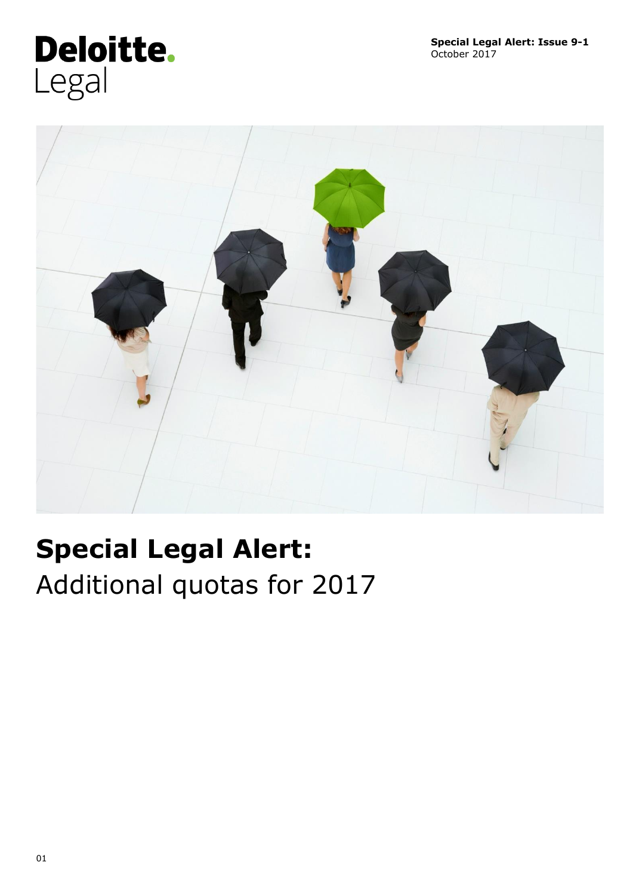Deloitte.
Legal

**Special Legal Alert: Issue 9-1**
October 2017

# **Special Legal Alert:** Additional quotas for 2017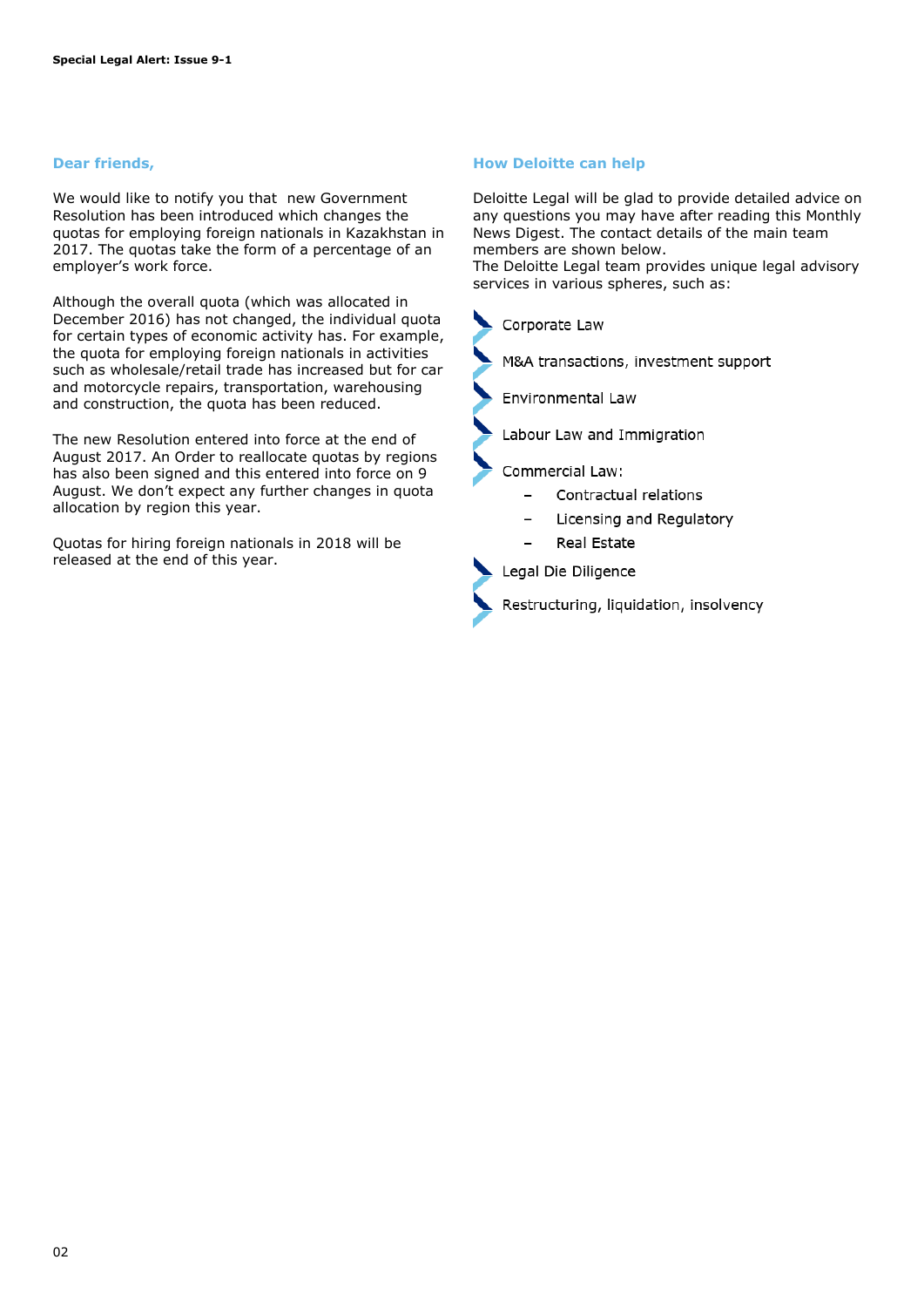## Dear friends,

We would like to notify you that new Government Resolution has been introduced which changes the quotas for employing foreign nationals in Kazakhstan in 2017. The quotas take the form of a percentage of an employer's work force.

Although the overall quota (which was allocated in December 2016) has not changed, the individual quota for certain types of economic activity has. For example, the quota for employing foreign nationals in activities such as wholesale/retail trade has increased but for car and motorcycle repairs, transportation, warehousing and construction, the quota has been reduced.

The new Resolution entered into force at the end of August 2017. An Order to reallocate quotas by regions has also been signed and this entered into force on 9 August. We don't expect any further changes in quota allocation by region this year.

Quotas for hiring foreign nationals in 2018 will be released at the end of this year.

## How Deloitte can help

Deloitte Legal will be glad to provide detailed advice on any questions you may have after reading this Monthly News Digest. The contact details of the main team members are shown below.
The Deloitte Legal team provides unique legal advisory services in various spheres, such as:

- Corporate Law
- M&A transactions, investment support
- Environmental Law
- Labour Law and Immigration
- Commercial Law:
  - Contractual relations
  - Licensing and Regulatory
  - Real Estate
- Legal Die Diligence
- Restructuring, liquidation, insolvency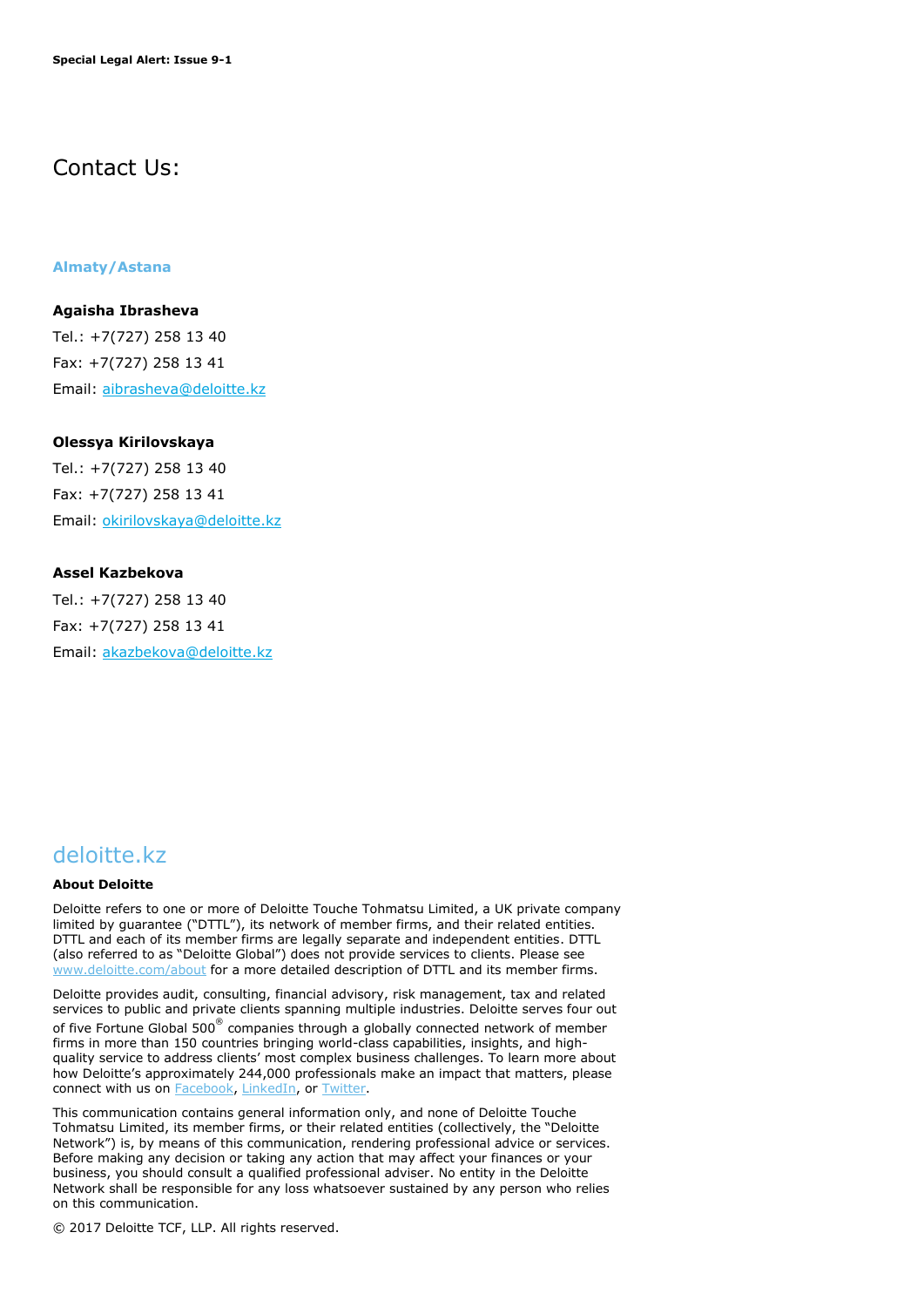## Contact Us:

### Almaty/Astana

**Agaisha Ibrasheva**

Tel.: +7(727) 258 13 40

Fax: +7(727) 258 13 41

Email: aibrasheva@deloitte.kz

**Olessya Kirilovskaya**

Tel.: +7(727) 258 13 40

Fax: +7(727) 258 13 41

Email: okirilovskaya@deloitte.kz

**Assel Kazbekova**

Tel.: +7(727) 258 13 40

Fax: +7(727) 258 13 41

Email: akazbekova@deloitte.kz

## deloitte.kz

**About Deloitte**

Deloitte refers to one or more of Deloitte Touche Tohmatsu Limited, a UK private company limited by guarantee ("DTTL"), its network of member firms, and their related entities. DTTL and each of its member firms are legally separate and independent entities. DTTL (also referred to as "Deloitte Global") does not provide services to clients. Please see www.deloitte.com/about for a more detailed description of DTTL and its member firms.

Deloitte provides audit, consulting, financial advisory, risk management, tax and related services to public and private clients spanning multiple industries. Deloitte serves four out of five Fortune Global 500® companies through a globally connected network of member firms in more than 150 countries bringing world-class capabilities, insights, and high-quality service to address clients' most complex business challenges. To learn more about how Deloitte's approximately 244,000 professionals make an impact that matters, please connect with us on Facebook, LinkedIn, or Twitter.

This communication contains general information only, and none of Deloitte Touche Tohmatsu Limited, its member firms, or their related entities (collectively, the "Deloitte Network") is, by means of this communication, rendering professional advice or services. Before making any decision or taking any action that may affect your finances or your business, you should consult a qualified professional adviser. No entity in the Deloitte Network shall be responsible for any loss whatsoever sustained by any person who relies on this communication.

© 2017 Deloitte TCF, LLP. All rights reserved.